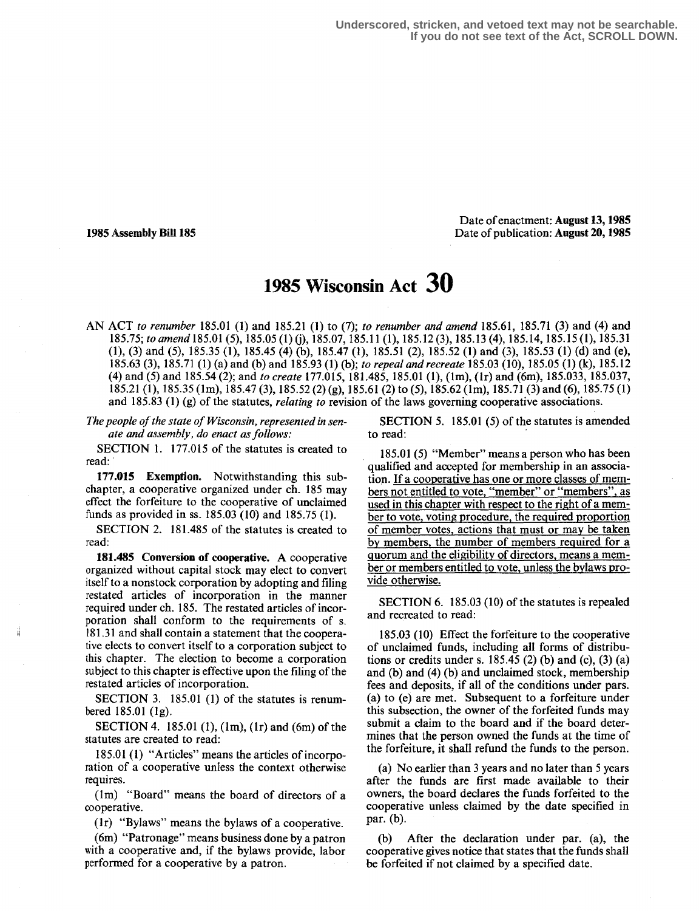Underscored, stricken, and vetoed text may not be searchable.
If you do not see text of the Act, SCROLL DOWN.

**1985 Assembly Bill 185**

Date of enactment: **August 13, 1985**
Date of publication: **August 20, 1985**

# 1985 Wisconsin Act 30

AN ACT *to renumber* 185.01 (1) and 185.21 (1) to (7); *to renumber and amend* 185.61, 185.71 (3) and (4) and 185.75; *to amend* 185.01 (5), 185.05 (1) (j), 185.07, 185.11 (1), 185.12 (3), 185.13 (4), 185.14, 185.15 (1), 185.31 (1), (3) and (5), 185.35 (1), 185.45 (4) (b), 185.47 (1), 185.51 (2), 185.52 (1) and (3), 185.53 (1) (d) and (e), 185.63 (3), 185.71 (1) (a) and (b) and 185.93 (1) (b); *to repeal and recreate* 185.03 (10), 185.05 (1) (k), 185.12 (4) and (5) and 185.54 (2); and *to create* 177.015, 181.485, 185.01 (1), (1m), (1r) and (6m), 185.033, 185.037, 185.21 (1), 185.35 (1m), 185.47 (3), 185.52 (2) (g), 185.61 (2) to (5), 185.62 (1m), 185.71 (3) and (6), 185.75 (1) and 185.83 (1) (g) of the statutes, *relating to* revision of the laws governing cooperative associations.

*The people of the state of Wisconsin, represented in senate and assembly, do enact as follows:*

SECTION 1. 177.015 of the statutes is created to read:

**177.015 Exemption.** Notwithstanding this subchapter, a cooperative organized under ch. 185 may effect the forfeiture to the cooperative of unclaimed funds as provided in ss. 185.03 (10) and 185.75 (1).

SECTION 2. 181.485 of the statutes is created to read:

**181.485 Conversion of cooperative.** A cooperative organized without capital stock may elect to convert itself to a nonstock corporation by adopting and filing restated articles of incorporation in the manner required under ch. 185. The restated articles of incorporation shall conform to the requirements of s. 181.31 and shall contain a statement that the cooperative elects to convert itself to a corporation subject to this chapter. The election to become a corporation subject to this chapter is effective upon the filing of the restated articles of incorporation.

SECTION 3. 185.01 (1) of the statutes is renumbered 185.01 (1g).

SECTION 4. 185.01 (1), (1m), (1r) and (6m) of the statutes are created to read:

185.01 (1) "Articles" means the articles of incorporation of a cooperative unless the context otherwise requires.

(1m) "Board" means the board of directors of a cooperative.

(1r) "Bylaws" means the bylaws of a cooperative.

(6m) "Patronage" means business done by a patron with a cooperative and, if the bylaws provide, labor performed for a cooperative by a patron.

SECTION 5. 185.01 (5) of the statutes is amended to read:

185.01 (5) "Member" means a person who has been qualified and accepted for membership in an association. If a cooperative has one or more classes of members not entitled to vote, "member" or "members", as used in this chapter with respect to the right of a member to vote, voting procedure, the required proportion of member votes, actions that must or may be taken by members, the number of members required for a quorum and the eligibility of directors, means a member or members entitled to vote, unless the bylaws provide otherwise.

SECTION 6. 185.03 (10) of the statutes is repealed and recreated to read:

185.03 (10) Effect the forfeiture to the cooperative of unclaimed funds, including all forms of distributions or credits under s. 185.45 (2) (b) and (c), (3) (a) and (b) and (4) (b) and unclaimed stock, membership fees and deposits, if all of the conditions under pars. (a) to (e) are met. Subsequent to a forfeiture under this subsection, the owner of the forfeited funds may submit a claim to the board and if the board determines that the person owned the funds at the time of the forfeiture, it shall refund the funds to the person.

(a) No earlier than 3 years and no later than 5 years after the funds are first made available to their owners, the board declares the funds forfeited to the cooperative unless claimed by the date specified in par. (b).

(b) After the declaration under par. (a), the cooperative gives notice that states that the funds shall be forfeited if not claimed by a specified date.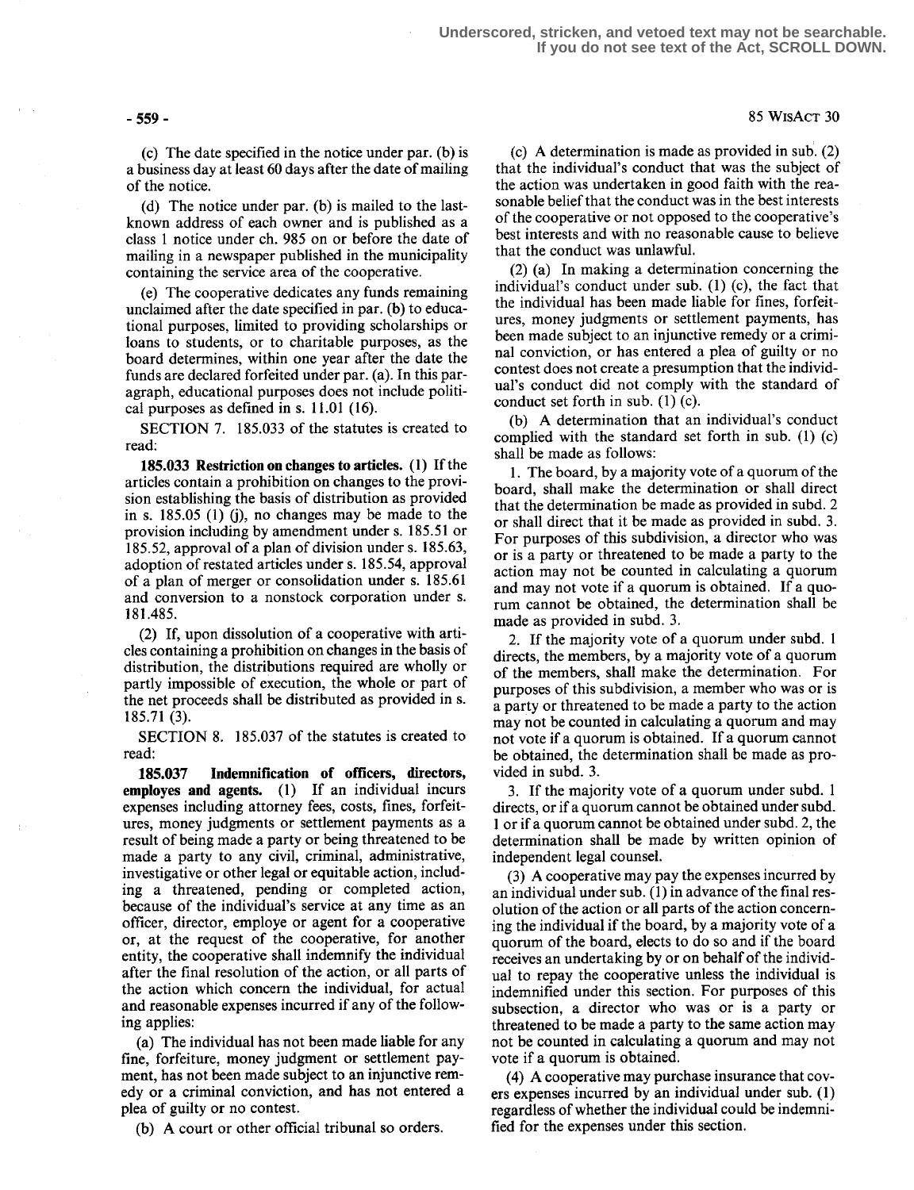(c) The date specified in the notice under par. (b) is a business day at least 60 days after the date of mailing of the notice.

(d) The notice under par. (b) is mailed to the last-known address of each owner and is published as a class 1 notice under ch. 985 on or before the date of mailing in a newspaper published in the municipality containing the service area of the cooperative.

(e) The cooperative dedicates any funds remaining unclaimed after the date specified in par. (b) to educational purposes, limited to providing scholarships or loans to students, or to charitable purposes, as the board determines, within one year after the date the funds are declared forfeited under par. (a). In this paragraph, educational purposes does not include political purposes as defined in s. 11.01 (16).

SECTION 7. 185.033 of the statutes is created to read:

**185.033 Restriction on changes to articles.** (1) If the articles contain a prohibition on changes to the provision establishing the basis of distribution as provided in s. 185.05 (1) (j), no changes may be made to the provision including by amendment under s. 185.51 or 185.52, approval of a plan of division under s. 185.63, adoption of restated articles under s. 185.54, approval of a plan of merger or consolidation under s. 185.61 and conversion to a nonstock corporation under s. 181.485.

(2) If, upon dissolution of a cooperative with articles containing a prohibition on changes in the basis of distribution, the distributions required are wholly or partly impossible of execution, the whole or part of the net proceeds shall be distributed as provided in s. 185.71 (3).

SECTION 8. 185.037 of the statutes is created to read:

**185.037 Indemnification of officers, directors, employes and agents.** (1) If an individual incurs expenses including attorney fees, costs, fines, forfeitures, money judgments or settlement payments as a result of being made a party or being threatened to be made a party to any civil, criminal, administrative, investigative or other legal or equitable action, including a threatened, pending or completed action, because of the individual's service at any time as an officer, director, employe or agent for a cooperative or, at the request of the cooperative, for another entity, the cooperative shall indemnify the individual after the final resolution of the action, or all parts of the action which concern the individual, for actual and reasonable expenses incurred if any of the following applies:

(a) The individual has not been made liable for any fine, forfeiture, money judgment or settlement payment, has not been made subject to an injunctive remedy or a criminal conviction, and has not entered a plea of guilty or no contest.

(b) A court or other official tribunal so orders.

(c) A determination is made as provided in sub. (2) that the individual's conduct that was the subject of the action was undertaken in good faith with the reasonable belief that the conduct was in the best interests of the cooperative or not opposed to the cooperative's best interests and with no reasonable cause to believe that the conduct was unlawful.

(2) (a) In making a determination concerning the individual's conduct under sub. (1) (c), the fact that the individual has been made liable for fines, forfeitures, money judgments or settlement payments, has been made subject to an injunctive remedy or a criminal conviction, or has entered a plea of guilty or no contest does not create a presumption that the individual's conduct did not comply with the standard of conduct set forth in sub. (1) (c).

(b) A determination that an individual's conduct complied with the standard set forth in sub. (1) (c) shall be made as follows:

1. The board, by a majority vote of a quorum of the board, shall make the determination or shall direct that the determination be made as provided in subd. 2 or shall direct that it be made as provided in subd. 3. For purposes of this subdivision, a director who was or is a party or threatened to be made a party to the action may not be counted in calculating a quorum and may not vote if a quorum is obtained. If a quorum cannot be obtained, the determination shall be made as provided in subd. 3.

2. If the majority vote of a quorum under subd. 1 directs, the members, by a majority vote of a quorum of the members, shall make the determination. For purposes of this subdivision, a member who was or is a party or threatened to be made a party to the action may not be counted in calculating a quorum and may not vote if a quorum is obtained. If a quorum cannot be obtained, the determination shall be made as provided in subd. 3.

3. If the majority vote of a quorum under subd. 1 directs, or if a quorum cannot be obtained under subd. 1 or if a quorum cannot be obtained under subd. 2, the determination shall be made by written opinion of independent legal counsel.

(3) A cooperative may pay the expenses incurred by an individual under sub. (1) in advance of the final resolution of the action or all parts of the action concerning the individual if the board, by a majority vote of a quorum of the board, elects to do so and if the board receives an undertaking by or on behalf of the individual to repay the cooperative unless the individual is indemnified under this section. For purposes of this subsection, a director who was or is a party or threatened to be made a party to the same action may not be counted in calculating a quorum and may not vote if a quorum is obtained.

(4) A cooperative may purchase insurance that covers expenses incurred by an individual under sub. (1) regardless of whether the individual could be indemnified for the expenses under this section.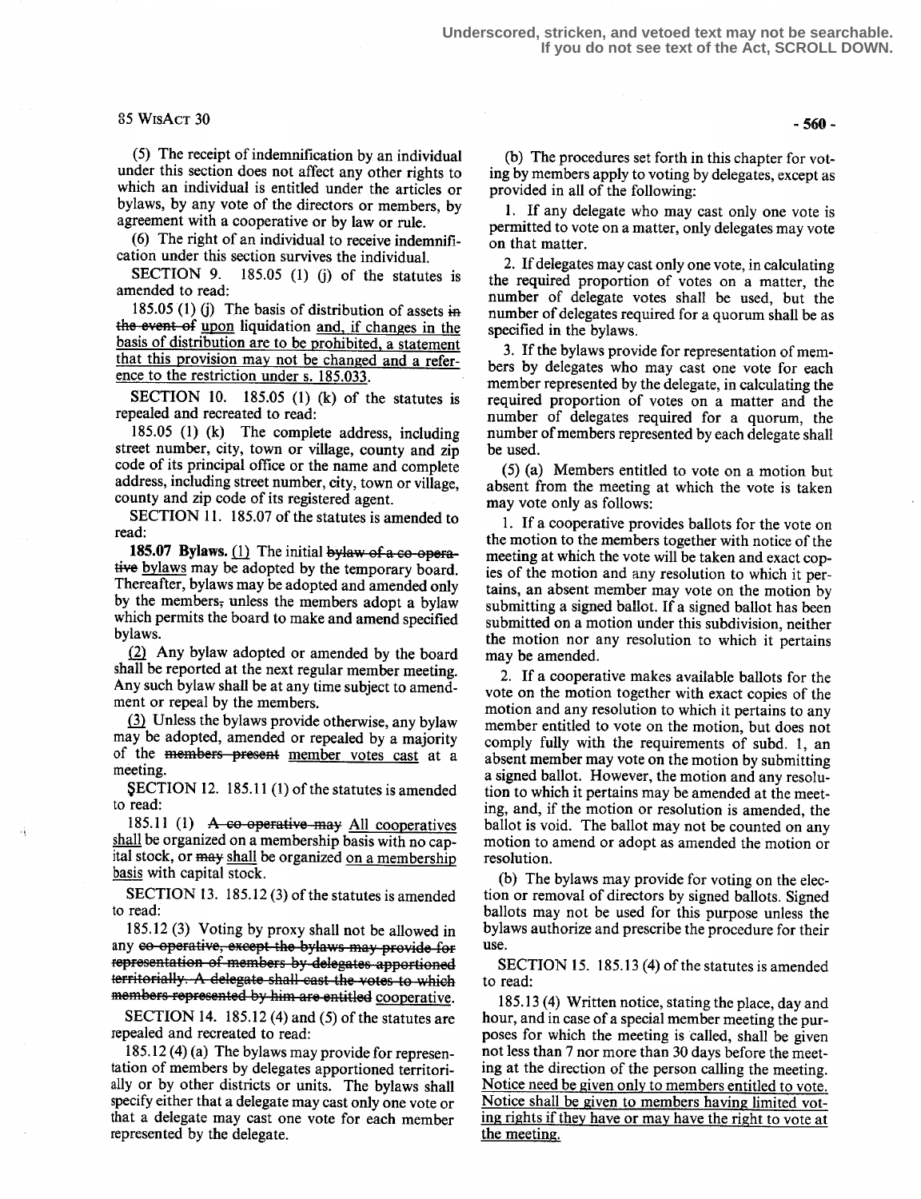Underscored, stricken, and vetoed text may not be searchable. If you do not see text of the Act, SCROLL DOWN.

(5) The receipt of indemnification by an individual under this section does not affect any other rights to which an individual is entitled under the articles or bylaws, by any vote of the directors or members, by agreement with a cooperative or by law or rule.

(6) The right of an individual to receive indemnification under this section survives the individual.

SECTION 9. 185.05 (1) (j) of the statutes is amended to read:

185.05 (1) (j) The basis of distribution of assets ~~in the event of~~ upon liquidation and, if changes in the basis of distribution are to be prohibited, a statement that this provision may not be changed and a reference to the restriction under s. 185.033.

SECTION 10. 185.05 (1) (k) of the statutes is repealed and recreated to read:

185.05 (1) (k) The complete address, including street number, city, town or village, county and zip code of its principal office or the name and complete address, including street number, city, town or village, county and zip code of its registered agent.

SECTION 11. 185.07 of the statutes is amended to read:

**185.07 Bylaws.** (1) The initial ~~bylaw of a co-operative~~ bylaws may be adopted by the temporary board. Thereafter, bylaws may be adopted and amended only by the members~~,~~ unless the members adopt a bylaw which permits the board to make and amend specified bylaws.

(2) Any bylaw adopted or amended by the board shall be reported at the next regular member meeting. Any such bylaw shall be at any time subject to amendment or repeal by the members.

(3) Unless the bylaws provide otherwise, any bylaw may be adopted, amended or repealed by a majority of the ~~members present~~ member votes cast at a meeting.

SECTION 12. 185.11 (1) of the statutes is amended to read:

185.11 (1) ~~A co-operative may~~ All cooperatives shall be organized on a membership basis with no capital stock, or ~~may~~ shall be organized on a membership basis with capital stock.

SECTION 13. 185.12 (3) of the statutes is amended to read:

185.12 (3) Voting by proxy shall not be allowed in any ~~co-operative, except the bylaws may provide for representation of members by delegates apportioned territorially. A delegate shall cast the votes to which members represented by him are entitled~~ cooperative.

SECTION 14. 185.12 (4) and (5) of the statutes are repealed and recreated to read:

185.12 (4) (a) The bylaws may provide for representation of members by delegates apportioned territorially or by other districts or units. The bylaws shall specify either that a delegate may cast only one vote or that a delegate may cast one vote for each member represented by the delegate.

(b) The procedures set forth in this chapter for voting by members apply to voting by delegates, except as provided in all of the following:

1. If any delegate who may cast only one vote is permitted to vote on a matter, only delegates may vote on that matter.

2. If delegates may cast only one vote, in calculating the required proportion of votes on a matter, the number of delegate votes shall be used, but the number of delegates required for a quorum shall be as specified in the bylaws.

3. If the bylaws provide for representation of members by delegates who may cast one vote for each member represented by the delegate, in calculating the required proportion of votes on a matter and the number of delegates required for a quorum, the number of members represented by each delegate shall be used.

(5) (a) Members entitled to vote on a motion but absent from the meeting at which the vote is taken may vote only as follows:

1. If a cooperative provides ballots for the vote on the motion to the members together with notice of the meeting at which the vote will be taken and exact copies of the motion and any resolution to which it pertains, an absent member may vote on the motion by submitting a signed ballot. If a signed ballot has been submitted on a motion under this subdivision, neither the motion nor any resolution to which it pertains may be amended.

2. If a cooperative makes available ballots for the vote on the motion together with exact copies of the motion and any resolution to which it pertains to any member entitled to vote on the motion, but does not comply fully with the requirements of subd. 1, an absent member may vote on the motion by submitting a signed ballot. However, the motion and any resolution to which it pertains may be amended at the meeting, and, if the motion or resolution is amended, the ballot is void. The ballot may not be counted on any motion to amend or adopt as amended the motion or resolution.

(b) The bylaws may provide for voting on the election or removal of directors by signed ballots. Signed ballots may not be used for this purpose unless the bylaws authorize and prescribe the procedure for their use.

SECTION 15. 185.13 (4) of the statutes is amended to read:

185.13 (4) Written notice, stating the place, day and hour, and in case of a special member meeting the purposes for which the meeting is called, shall be given not less than 7 nor more than 30 days before the meeting at the direction of the person calling the meeting. Notice need be given only to members entitled to vote. Notice shall be given to members having limited voting rights if they have or may have the right to vote at the meeting.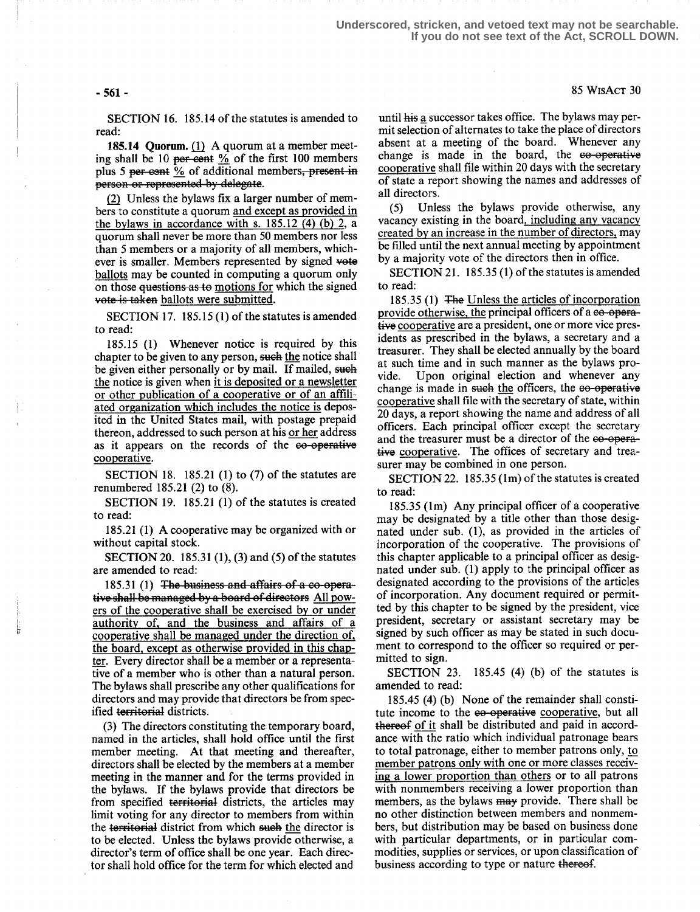Underscored, stricken, and vetoed text may not be searchable.
If you do not see text of the Act, SCROLL DOWN.

SECTION 16. 185.14 of the statutes is amended to read:

**185.14 Quorum.** (1) A quorum at a member meeting shall be 10 ~~per cent~~ % of the first 100 members plus 5 ~~per cent~~ % of additional members~~, present in person or represented by delegate~~.

(2) Unless the bylaws fix a larger number of members to constitute a quorum and except as provided in the bylaws in accordance with s. 185.12 (4) (b) 2, a quorum shall never be more than 50 members nor less than 5 members or a majority of all members, whichever is smaller. Members represented by signed ~~vote~~ ballots may be counted in computing a quorum only on those ~~questions as to~~ motions for which the signed ~~vote is taken~~ ballots were submitted.

SECTION 17. 185.15 (1) of the statutes is amended to read:

185.15 (1) Whenever notice is required by this chapter to be given to any person, ~~such~~ the notice shall be given either personally or by mail. If mailed, ~~such~~ the notice is given when it is deposited or a newsletter or other publication of a cooperative or of an affiliated organization which includes the notice is deposited in the United States mail, with postage prepaid thereon, addressed to such person at his or her address as it appears on the records of the ~~co-operative~~ cooperative.

SECTION 18. 185.21 (1) to (7) of the statutes are renumbered 185.21 (2) to (8).

SECTION 19. 185.21 (1) of the statutes is created to read:

185.21 (1) A cooperative may be organized with or without capital stock.

SECTION 20. 185.31 (1), (3) and (5) of the statutes are amended to read:

185.31 (1) ~~The business and affairs of a co-operative shall be managed by a board of directors~~ All powers of the cooperative shall be exercised by or under authority of, and the business and affairs of a cooperative shall be managed under the direction of, the board, except as otherwise provided in this chapter. Every director shall be a member or a representative of a member who is other than a natural person. The bylaws shall prescribe any other qualifications for directors and may provide that directors be from specified ~~territorial~~ districts.

(3) The directors constituting the temporary board, named in the articles, shall hold office until the first member meeting. At that meeting and thereafter, directors shall be elected by the members at a member meeting in the manner and for the terms provided in the bylaws. If the bylaws provide that directors be from specified ~~territorial~~ districts, the articles may limit voting for any director to members from within the ~~territorial~~ district from which ~~such~~ the director is to be elected. Unless the bylaws provide otherwise, a director's term of office shall be one year. Each director shall hold office for the term for which elected and until ~~his~~ a successor takes office. The bylaws may permit selection of alternates to take the place of directors absent at a meeting of the board. Whenever any change is made in the board, the ~~co-operative~~ cooperative shall file within 20 days with the secretary of state a report showing the names and addresses of all directors.

(5) Unless the bylaws provide otherwise, any vacancy existing in the board, including any vacancy created by an increase in the number of directors, may be filled until the next annual meeting by appointment by a majority vote of the directors then in office.

SECTION 21. 185.35 (1) of the statutes is amended to read:

185.35 (1) ~~The~~ Unless the articles of incorporation provide otherwise, the principal officers of a ~~co-operative~~ cooperative are a president, one or more vice presidents as prescribed in the bylaws, a secretary and a treasurer. They shall be elected annually by the board at such time and in such manner as the bylaws provide. Upon original election and whenever any change is made in ~~such~~ the officers, the ~~co-operative~~ cooperative shall file with the secretary of state, within 20 days, a report showing the name and address of all officers. Each principal officer except the secretary and the treasurer must be a director of the ~~co-operative~~ cooperative. The offices of secretary and treasurer may be combined in one person.

SECTION 22. 185.35 (1m) of the statutes is created to read:

185.35 (1m) Any principal officer of a cooperative may be designated by a title other than those designated under sub. (1), as provided in the articles of incorporation of the cooperative. The provisions of this chapter applicable to a principal officer as designated under sub. (1) apply to the principal officer as designated according to the provisions of the articles of incorporation. Any document required or permitted by this chapter to be signed by the president, vice president, secretary or assistant secretary may be signed by such officer as may be stated in such document to correspond to the officer so required or permitted to sign.

SECTION 23. 185.45 (4) (b) of the statutes is amended to read:

185.45 (4) (b) None of the remainder shall constitute income to the ~~co-operative~~ cooperative, but all ~~thereof~~ of it shall be distributed and paid in accordance with the ratio which individual patronage bears to total patronage, either to member patrons only, to member patrons only with one or more classes receiving a lower proportion than others or to all patrons with nonmembers receiving a lower proportion than members, as the bylaws ~~may~~ provide. There shall be no other distinction between members and nonmembers, but distribution may be based on business done with particular departments, or in particular commodities, supplies or services, or upon classification of business according to type or nature ~~thereof~~.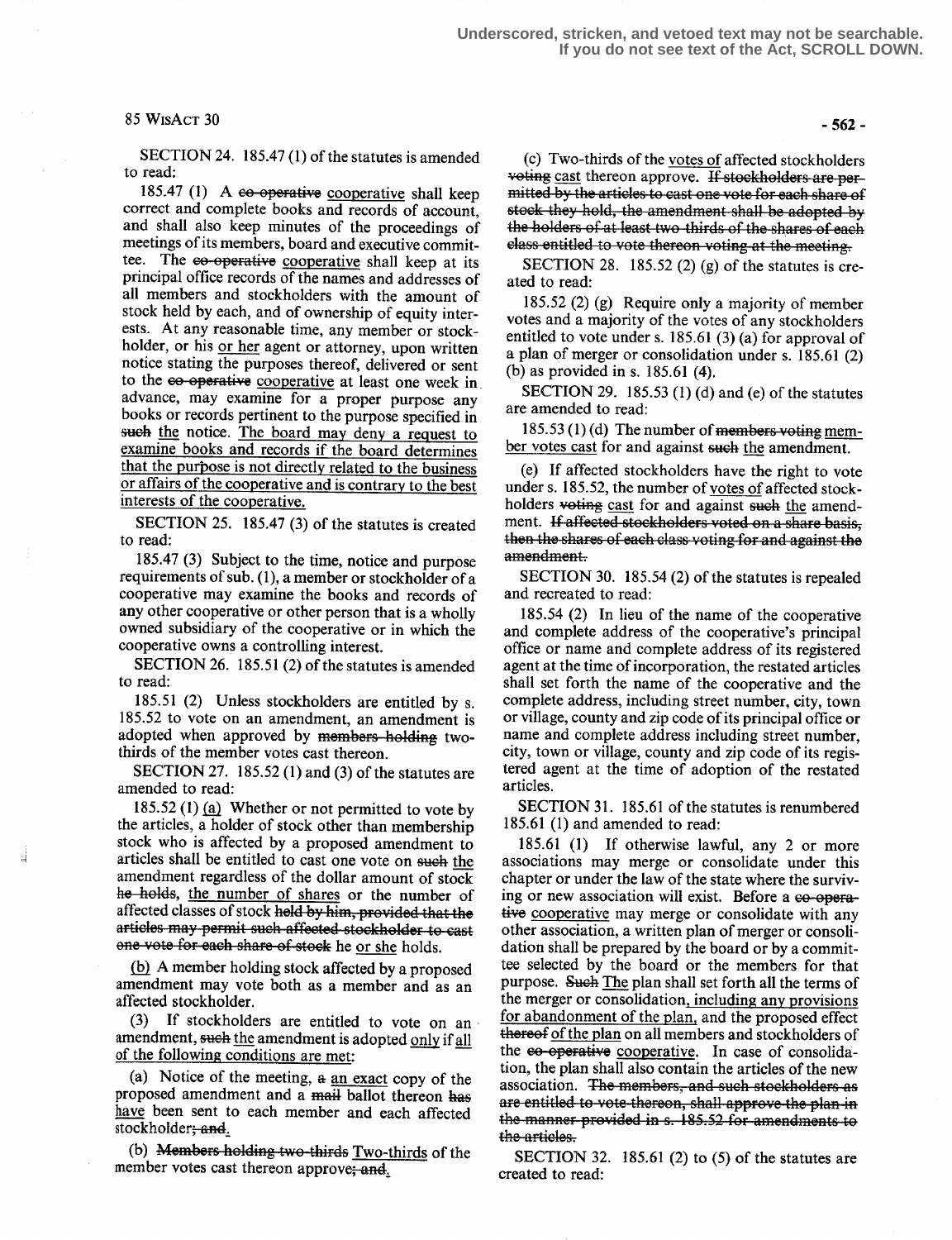SECTION 24. 185.47 (1) of the statutes is amended to read:

185.47 (1) A ~~co-operative~~ cooperative shall keep correct and complete books and records of account, and shall also keep minutes of the proceedings of meetings of its members, board and executive committee. The ~~co-operative~~ cooperative shall keep at its principal office records of the names and addresses of all members and stockholders with the amount of stock held by each, and of ownership of equity interests. At any reasonable time, any member or stockholder, or his or her agent or attorney, upon written notice stating the purposes thereof, delivered or sent to the ~~co-operative~~ cooperative at least one week in advance, may examine for a proper purpose any books or records pertinent to the purpose specified in ~~such~~ the notice. The board may deny a request to examine books and records if the board determines that the purpose is not directly related to the business or affairs of the cooperative and is contrary to the best interests of the cooperative.

SECTION 25. 185.47 (3) of the statutes is created to read:

185.47 (3) Subject to the time, notice and purpose requirements of sub. (1), a member or stockholder of a cooperative may examine the books and records of any other cooperative or other person that is a wholly owned subsidiary of the cooperative or in which the cooperative owns a controlling interest.

SECTION 26. 185.51 (2) of the statutes is amended to read:

185.51 (2) Unless stockholders are entitled by s. 185.52 to vote on an amendment, an amendment is adopted when approved by ~~members holding~~ two-thirds of the member votes cast thereon.

SECTION 27. 185.52 (1) and (3) of the statutes are amended to read:

185.52 (1) (a) Whether or not permitted to vote by the articles, a holder of stock other than membership stock who is affected by a proposed amendment to articles shall be entitled to cast one vote on ~~such~~ the amendment regardless of the dollar amount of stock ~~he holds~~, the number of shares or the number of affected classes of stock ~~held by him, provided that the articles may permit such affected stockholder to cast one vote for each share of stock~~ he or she holds.

(b) A member holding stock affected by a proposed amendment may vote both as a member and as an affected stockholder.

(3) If stockholders are entitled to vote on an amendment, ~~such~~ the amendment is adopted only if all of the following conditions are met:

(a) Notice of the meeting, ~~a~~ an exact copy of the proposed amendment and a ~~mail~~ ballot thereon ~~has~~ have been sent to each member and each affected stockholder~~; and~~.

(b) ~~Members holding two-thirds~~ Two-thirds of the member votes cast thereon approve~~; and~~.

(c) Two-thirds of the votes of affected stockholders ~~voting~~ cast thereon approve. ~~If stockholders are permitted by the articles to cast one vote for each share of stock they hold, the amendment shall be adopted by the holders of at least two-thirds of the shares of each class entitled to vote thereon voting at the meeting.~~

SECTION 28. 185.52 (2) (g) of the statutes is created to read:

185.52 (2) (g) Require only a majority of member votes and a majority of the votes of any stockholders entitled to vote under s. 185.61 (3) (a) for approval of a plan of merger or consolidation under s. 185.61 (2) (b) as provided in s. 185.61 (4).

SECTION 29. 185.53 (1) (d) and (e) of the statutes are amended to read:

185.53 (1) (d) The number of ~~members voting~~ member votes cast for and against ~~such~~ the amendment.

(e) If affected stockholders have the right to vote under s. 185.52, the number of votes of affected stockholders ~~voting~~ cast for and against ~~such~~ the amendment. ~~If affected stockholders voted on a share basis, then the shares of each class voting for and against the amendment.~~

SECTION 30. 185.54 (2) of the statutes is repealed and recreated to read:

185.54 (2) In lieu of the name of the cooperative and complete address of the cooperative's principal office or name and complete address of its registered agent at the time of incorporation, the restated articles shall set forth the name of the cooperative and the complete address, including street number, city, town or village, county and zip code of its principal office or name and complete address including street number, city, town or village, county and zip code of its registered agent at the time of adoption of the restated articles.

SECTION 31. 185.61 of the statutes is renumbered 185.61 (1) and amended to read:

185.61 (1) If otherwise lawful, any 2 or more associations may merge or consolidate under this chapter or under the law of the state where the surviving or new association will exist. Before a ~~co-operative~~ cooperative may merge or consolidate with any other association, a written plan of merger or consolidation shall be prepared by the board or by a committee selected by the board or the members for that purpose. ~~Such~~ The plan shall set forth all the terms of the merger or consolidation, including any provisions for abandonment of the plan, and the proposed effect ~~thereof~~ of the plan on all members and stockholders of the ~~co-operative~~ cooperative. In case of consolidation, the plan shall also contain the articles of the new association. ~~The members, and such stockholders as are entitled to vote thereon, shall approve the plan in the manner provided in s. 185.52 for amendments to the articles.~~

SECTION 32. 185.61 (2) to (5) of the statutes are created to read: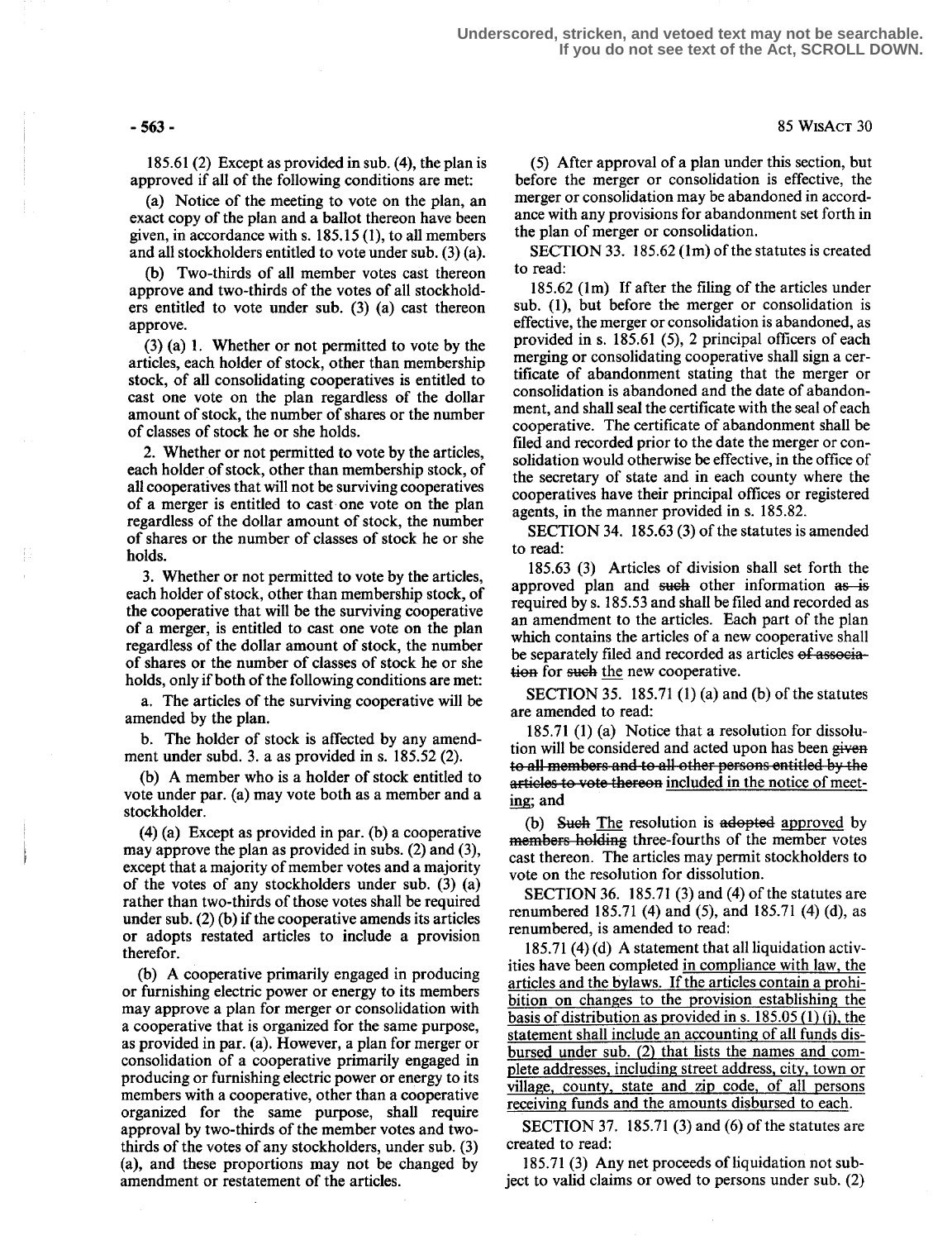185.61 (2) Except as provided in sub. (4), the plan is approved if all of the following conditions are met:

(a) Notice of the meeting to vote on the plan, an exact copy of the plan and a ballot thereon have been given, in accordance with s. 185.15 (1), to all members and all stockholders entitled to vote under sub. (3) (a).

(b) Two-thirds of all member votes cast thereon approve and two-thirds of the votes of all stockholders entitled to vote under sub. (3) (a) cast thereon approve.

(3) (a) 1. Whether or not permitted to vote by the articles, each holder of stock, other than membership stock, of all consolidating cooperatives is entitled to cast one vote on the plan regardless of the dollar amount of stock, the number of shares or the number of classes of stock he or she holds.

2. Whether or not permitted to vote by the articles, each holder of stock, other than membership stock, of all cooperatives that will not be surviving cooperatives of a merger is entitled to cast one vote on the plan regardless of the dollar amount of stock, the number of shares or the number of classes of stock he or she holds.

3. Whether or not permitted to vote by the articles, each holder of stock, other than membership stock, of the cooperative that will be the surviving cooperative of a merger, is entitled to cast one vote on the plan regardless of the dollar amount of stock, the number of shares or the number of classes of stock he or she holds, only if both of the following conditions are met:

a. The articles of the surviving cooperative will be amended by the plan.

b. The holder of stock is affected by any amendment under subd. 3. a as provided in s. 185.52 (2).

(b) A member who is a holder of stock entitled to vote under par. (a) may vote both as a member and a stockholder.

(4) (a) Except as provided in par. (b) a cooperative may approve the plan as provided in subs. (2) and (3), except that a majority of member votes and a majority of the votes of any stockholders under sub. (3) (a) rather than two-thirds of those votes shall be required under sub. (2) (b) if the cooperative amends its articles or adopts restated articles to include a provision therefor.

(b) A cooperative primarily engaged in producing or furnishing electric power or energy to its members may approve a plan for merger or consolidation with a cooperative that is organized for the same purpose, as provided in par. (a). However, a plan for merger or consolidation of a cooperative primarily engaged in producing or furnishing electric power or energy to its members with a cooperative, other than a cooperative organized for the same purpose, shall require approval by two-thirds of the member votes and two-thirds of the votes of any stockholders, under sub. (3) (a), and these proportions may not be changed by amendment or restatement of the articles.

(5) After approval of a plan under this section, but before the merger or consolidation is effective, the merger or consolidation may be abandoned in accordance with any provisions for abandonment set forth in the plan of merger or consolidation.

SECTION 33. 185.62 (1m) of the statutes is created to read:

185.62 (1m) If after the filing of the articles under sub. (1), but before the merger or consolidation is effective, the merger or consolidation is abandoned, as provided in s. 185.61 (5), 2 principal officers of each merging or consolidating cooperative shall sign a certificate of abandonment stating that the merger or consolidation is abandoned and the date of abandonment, and shall seal the certificate with the seal of each cooperative. The certificate of abandonment shall be filed and recorded prior to the date the merger or consolidation would otherwise be effective, in the office of the secretary of state and in each county where the cooperatives have their principal offices or registered agents, in the manner provided in s. 185.82.

SECTION 34. 185.63 (3) of the statutes is amended to read:

185.63 (3) Articles of division shall set forth the approved plan and ~~such~~ other information ~~as is~~ required by s. 185.53 and shall be filed and recorded as an amendment to the articles. Each part of the plan which contains the articles of a new cooperative shall be separately filed and recorded as articles ~~of association~~ for ~~such~~ the new cooperative.

SECTION 35. 185.71 (1) (a) and (b) of the statutes are amended to read:

185.71 (1) (a) Notice that a resolution for dissolution will be considered and acted upon has been ~~given to all members and to all other persons entitled by the articles to vote thereon~~ included in the notice of meeting; and

(b) ~~Such~~ The resolution is ~~adopted~~ approved by ~~members holding~~ three-fourths of the member votes cast thereon. The articles may permit stockholders to vote on the resolution for dissolution.

SECTION 36. 185.71 (3) and (4) of the statutes are renumbered 185.71 (4) and (5), and 185.71 (4) (d), as renumbered, is amended to read:

185.71 (4) (d) A statement that all liquidation activities have been completed in compliance with law, the articles and the bylaws. If the articles contain a prohibition on changes to the provision establishing the basis of distribution as provided in s. 185.05 (1) (j), the statement shall include an accounting of all funds disbursed under sub. (2) that lists the names and complete addresses, including street address, city, town or village, county, state and zip code, of all persons receiving funds and the amounts disbursed to each.

SECTION 37. 185.71 (3) and (6) of the statutes are created to read:

185.71 (3) Any net proceeds of liquidation not subject to valid claims or owed to persons under sub. (2)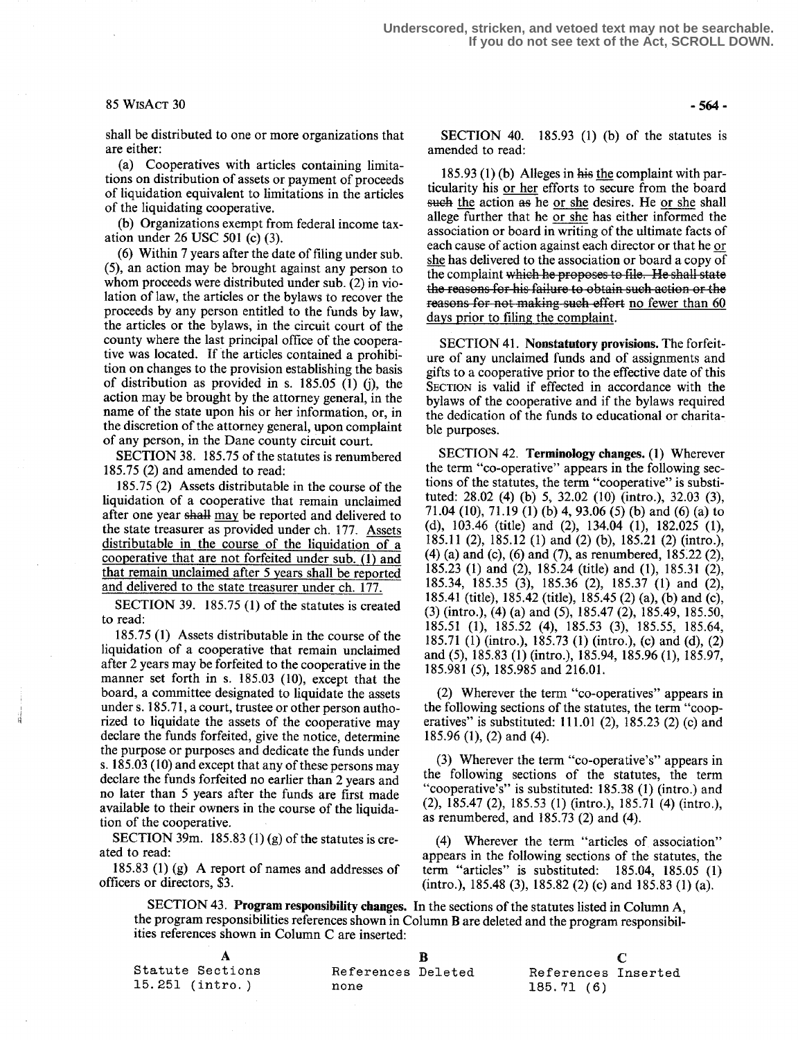shall be distributed to one or more organizations that are either:

(a) Cooperatives with articles containing limitations on distribution of assets or payment of proceeds of liquidation equivalent to limitations in the articles of the liquidating cooperative.

(b) Organizations exempt from federal income taxation under 26 USC 501 (c) (3).

(6) Within 7 years after the date of filing under sub. (5), an action may be brought against any person to whom proceeds were distributed under sub. (2) in violation of law, the articles or the bylaws to recover the proceeds by any person entitled to the funds by law, the articles or the bylaws, in the circuit court of the county where the last principal office of the cooperative was located. If the articles contained a prohibition on changes to the provision establishing the basis of distribution as provided in s. 185.05 (1) (j), the action may be brought by the attorney general, in the name of the state upon his or her information, or, in the discretion of the attorney general, upon complaint of any person, in the Dane county circuit court.

SECTION 38. 185.75 of the statutes is renumbered 185.75 (2) and amended to read:

185.75 (2) Assets distributable in the course of the liquidation of a cooperative that remain unclaimed after one year ~~shall~~ may be reported and delivered to the state treasurer as provided under ch. 177. Assets distributable in the course of the liquidation of a cooperative that are not forfeited under sub. (1) and that remain unclaimed after 5 years shall be reported and delivered to the state treasurer under ch. 177.

SECTION 39. 185.75 (1) of the statutes is created to read:

185.75 (1) Assets distributable in the course of the liquidation of a cooperative that remain unclaimed after 2 years may be forfeited to the cooperative in the manner set forth in s. 185.03 (10), except that the board, a committee designated to liquidate the assets under s. 185.71, a court, trustee or other person authorized to liquidate the assets of the cooperative may declare the funds forfeited, give the notice, determine the purpose or purposes and dedicate the funds under s. 185.03 (10) and except that any of these persons may declare the funds forfeited no earlier than 2 years and no later than 5 years after the funds are first made available to their owners in the course of the liquidation of the cooperative.

SECTION 39m. 185.83 (1) (g) of the statutes is created to read:

185.83 (1) (g) A report of names and addresses of officers or directors, $3.

SECTION 40. 185.93 (1) (b) of the statutes is amended to read:

185.93 (1) (b) Alleges in ~~his~~ the complaint with particularity his or her efforts to secure from the board ~~such~~ the action ~~as~~ he or she desires. He or she shall allege further that he or she has either informed the association or board in writing of the ultimate facts of each cause of action against each director or that he or she has delivered to the association or board a copy of the complaint ~~which he proposes to file. He shall state the reasons for his failure to obtain such action or the reasons for not making such effort~~ no fewer than 60 days prior to filing the complaint.

SECTION 41. **Nonstatutory provisions.** The forfeiture of any unclaimed funds and of assignments and gifts to a cooperative prior to the effective date of this SECTION is valid if effected in accordance with the bylaws of the cooperative and if the bylaws required the dedication of the funds to educational or charitable purposes.

SECTION 42. **Terminology changes.** (1) Wherever the term "co-operative" appears in the following sections of the statutes, the term "cooperative" is substituted: 28.02 (4) (b) 5, 32.02 (10) (intro.), 32.03 (3), 71.04 (10), 71.19 (1) (b) 4, 93.06 (5) (b) and (6) (a) to (d), 103.46 (title) and (2), 134.04 (1), 182.025 (1), 185.11 (2), 185.12 (1) and (2) (b), 185.21 (2) (intro.), (4) (a) and (c), (6) and (7), as renumbered, 185.22 (2), 185.23 (1) and (2), 185.24 (title) and (1), 185.31 (2), 185.34, 185.35 (3), 185.36 (2), 185.37 (1) and (2), 185.41 (title), 185.42 (title), 185.45 (2) (a), (b) and (c), (3) (intro.), (4) (a) and (5), 185.47 (2), 185.49, 185.50, 185.51 (1), 185.52 (4), 185.53 (3), 185.55, 185.64, 185.71 (1) (intro.), 185.73 (1) (intro.), (c) and (d), (2) and (5), 185.83 (1) (intro.), 185.94, 185.96 (1), 185.97, 185.981 (5), 185.985 and 216.01.

(2) Wherever the term "co-operatives" appears in the following sections of the statutes, the term "cooperatives" is substituted: 111.01 (2), 185.23 (2) (c) and 185.96 (1), (2) and (4).

(3) Wherever the term "co-operative's" appears in the following sections of the statutes, the term "cooperative's" is substituted: 185.38 (1) (intro.) and (2), 185.47 (2), 185.53 (1) (intro.), 185.71 (4) (intro.), as renumbered, and 185.73 (2) and (4).

(4) Wherever the term "articles of association" appears in the following sections of the statutes, the term "articles" is substituted: 185.04, 185.05 (1) (intro.), 185.48 (3), 185.82 (2) (c) and 185.83 (1) (a).

SECTION 43. **Program responsibility changes.** In the sections of the statutes listed in Column A, the program responsibilities references shown in Column B are deleted and the program responsibilities references shown in Column C are inserted:

| A | B | C |
|---|---|---|
| Statute Sections | References Deleted | References Inserted |
| 15.251 (intro.) | none | 185.71 (6) |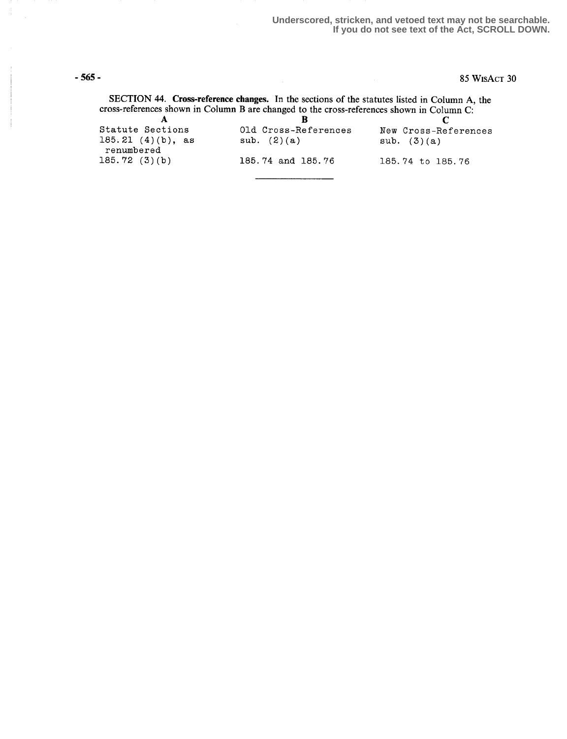SECTION 44. **Cross-reference changes.** In the sections of the statutes listed in Column A, the cross-references shown in Column B are changed to the cross-references shown in Column C:

| A | B | C |
|---|---|---|
| Statute Sections | Old Cross-References | New Cross-References |
| 185.21 (4)(b), as renumbered | sub. (2)(a) | sub. (3)(a) |
| 185.72 (3)(b) | 185.74 and 185.76 | 185.74 to 185.76 |